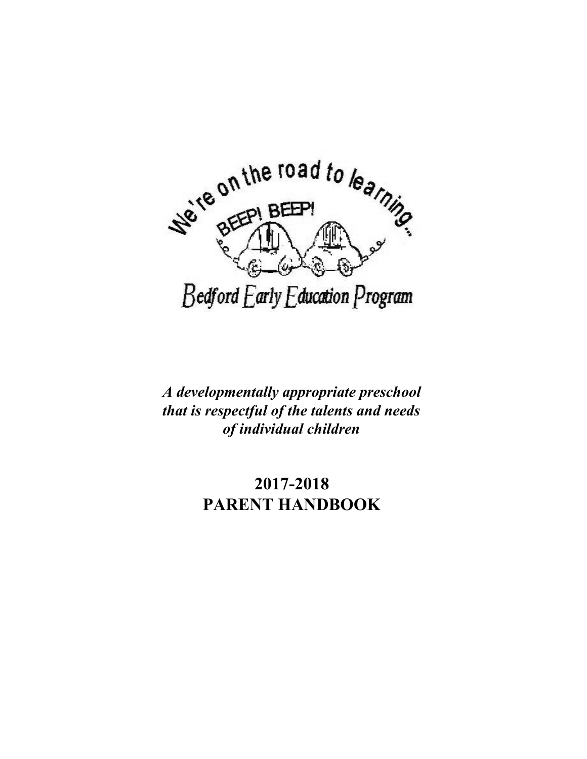We're on the road to learning...

BEEP! BEEP!

Bedford Early Education Program

*A developmentally appropriate preschool that is respectful of the talents and needs of individual children*

# 2017-2018
# PARENT HANDBOOK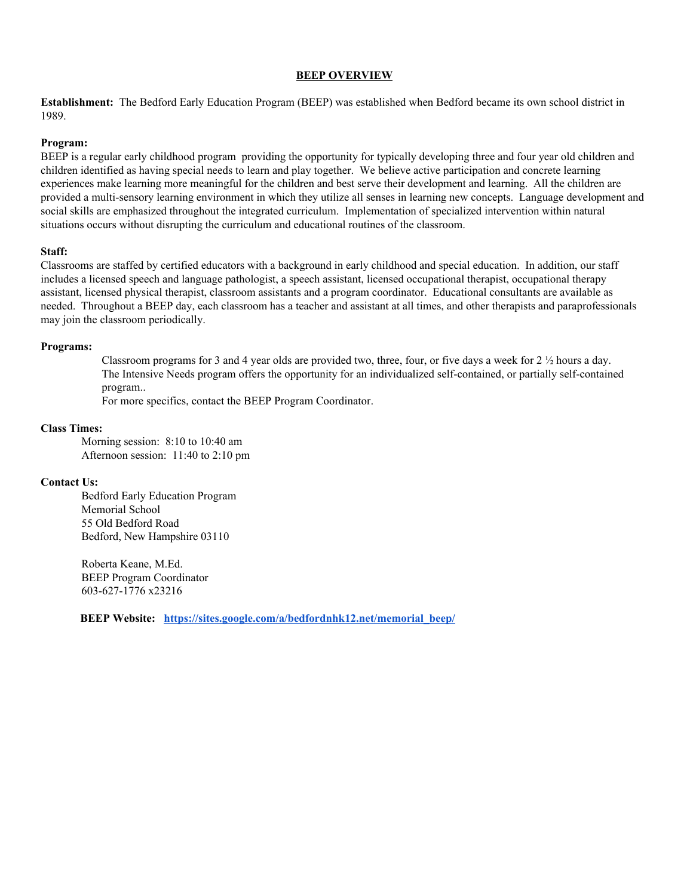## BEEP OVERVIEW

**Establishment:** The Bedford Early Education Program (BEEP) was established when Bedford became its own school district in 1989.

**Program:**
BEEP is a regular early childhood program providing the opportunity for typically developing three and four year old children and children identified as having special needs to learn and play together. We believe active participation and concrete learning experiences make learning more meaningful for the children and best serve their development and learning. All the children are provided a multi-sensory learning environment in which they utilize all senses in learning new concepts. Language development and social skills are emphasized throughout the integrated curriculum. Implementation of specialized intervention within natural situations occurs without disrupting the curriculum and educational routines of the classroom.

**Staff:**
Classrooms are staffed by certified educators with a background in early childhood and special education. In addition, our staff includes a licensed speech and language pathologist, a speech assistant, licensed occupational therapist, occupational therapy assistant, licensed physical therapist, classroom assistants and a program coordinator. Educational consultants are available as needed. Throughout a BEEP day, each classroom has a teacher and assistant at all times, and other therapists and paraprofessionals may join the classroom periodically.

**Programs:**

Classroom programs for 3 and 4 year olds are provided two, three, four, or five days a week for 2 ½ hours a day. The Intensive Needs program offers the opportunity for an individualized self-contained, or partially self-contained program..
For more specifics, contact the BEEP Program Coordinator.

**Class Times:**

Morning session: 8:10 to 10:40 am
Afternoon session: 11:40 to 2:10 pm

**Contact Us:**

Bedford Early Education Program
Memorial School
55 Old Bedford Road
Bedford, New Hampshire 03110

Roberta Keane, M.Ed.
BEEP Program Coordinator
603-627-1776 x23216

**BEEP Website:** **https://sites.google.com/a/bedfordnhk12.net/memorial_beep/**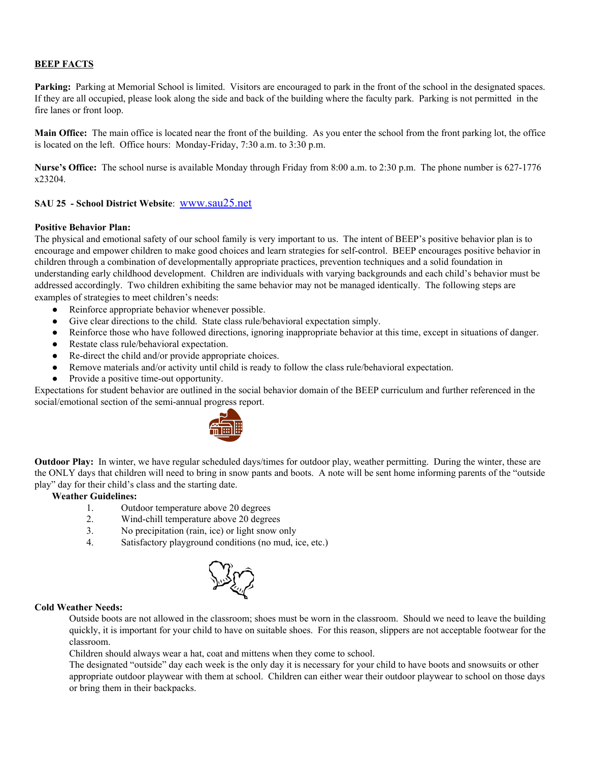**BEEP FACTS**

**Parking:** Parking at Memorial School is limited. Visitors are encouraged to park in the front of the school in the designated spaces. If they are all occupied, please look along the side and back of the building where the faculty park. Parking is not permitted in the fire lanes or front loop.

**Main Office:** The main office is located near the front of the building. As you enter the school from the front parking lot, the office is located on the left. Office hours: Monday-Friday, 7:30 a.m. to 3:30 p.m.

**Nurse's Office:** The school nurse is available Monday through Friday from 8:00 a.m. to 2:30 p.m. The phone number is 627-1776 x23204.

**SAU 25 - School District Website**: www.sau25.net

**Positive Behavior Plan:**
The physical and emotional safety of our school family is very important to us. The intent of BEEP's positive behavior plan is to encourage and empower children to make good choices and learn strategies for self-control. BEEP encourages positive behavior in children through a combination of developmentally appropriate practices, prevention techniques and a solid foundation in understanding early childhood development. Children are individuals with varying backgrounds and each child's behavior must be addressed accordingly. Two children exhibiting the same behavior may not be managed identically. The following steps are examples of strategies to meet children's needs:

- Reinforce appropriate behavior whenever possible.
- Give clear directions to the child. State class rule/behavioral expectation simply.
- Reinforce those who have followed directions, ignoring inappropriate behavior at this time, except in situations of danger.
- Restate class rule/behavioral expectation.
- Re-direct the child and/or provide appropriate choices.
- Remove materials and/or activity until child is ready to follow the class rule/behavioral expectation.
- Provide a positive time-out opportunity.

Expectations for student behavior are outlined in the social behavior domain of the BEEP curriculum and further referenced in the social/emotional section of the semi-annual progress report.

**Outdoor Play:** In winter, we have regular scheduled days/times for outdoor play, weather permitting. During the winter, these are the ONLY days that children will need to bring in snow pants and boots. A note will be sent home informing parents of the "outside play" day for their child's class and the starting date.

**Weather Guidelines:**

1. Outdoor temperature above 20 degrees
2. Wind-chill temperature above 20 degrees
3. No precipitation (rain, ice) or light snow only
4. Satisfactory playground conditions (no mud, ice, etc.)

**Cold Weather Needs:**

Outside boots are not allowed in the classroom; shoes must be worn in the classroom. Should we need to leave the building quickly, it is important for your child to have on suitable shoes. For this reason, slippers are not acceptable footwear for the classroom.

Children should always wear a hat, coat and mittens when they come to school.

The designated "outside" day each week is the only day it is necessary for your child to have boots and snowsuits or other appropriate outdoor playwear with them at school. Children can either wear their outdoor playwear to school on those days or bring them in their backpacks.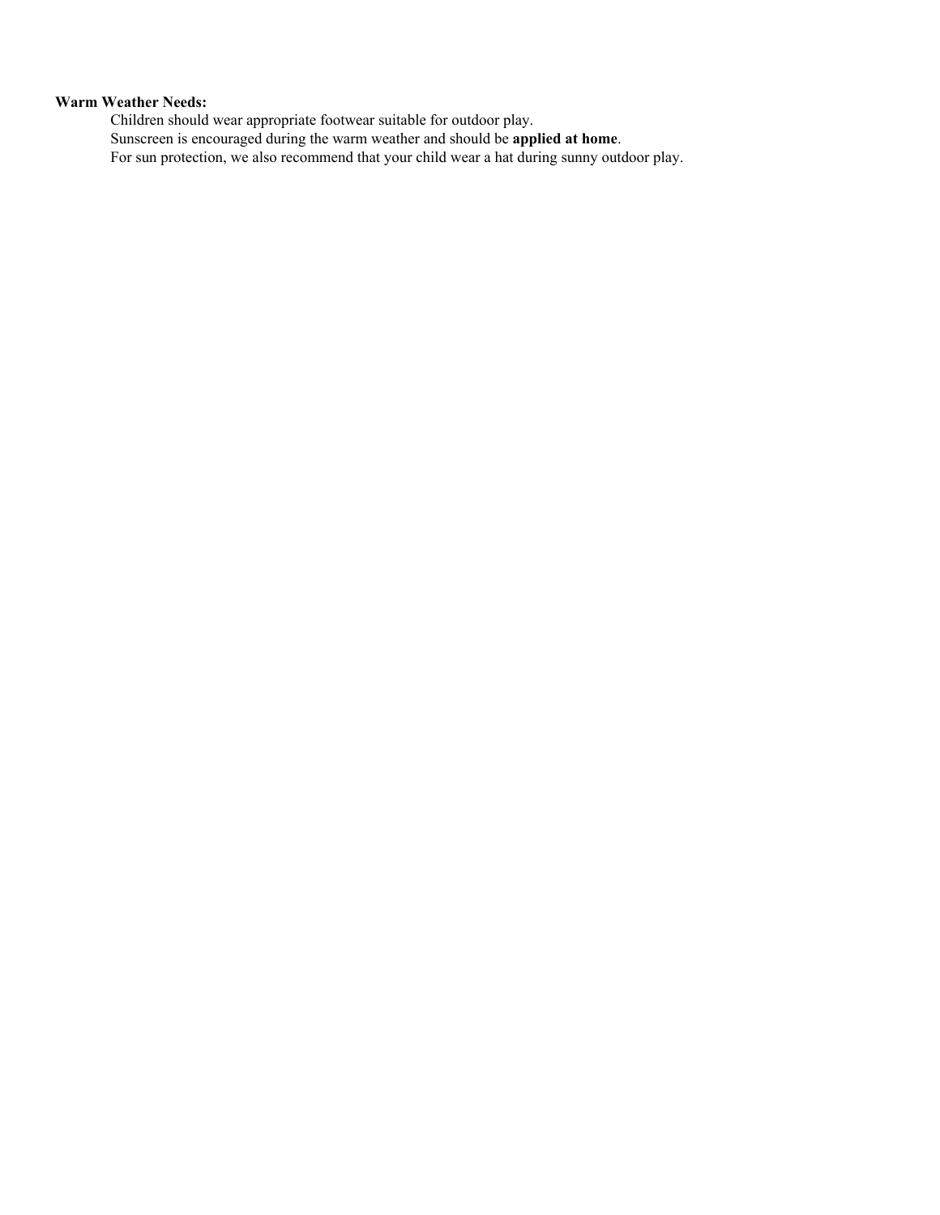**Warm Weather Needs:**

Children should wear appropriate footwear suitable for outdoor play.
Sunscreen is encouraged during the warm weather and should be **applied at home**.
For sun protection, we also recommend that your child wear a hat during sunny outdoor play.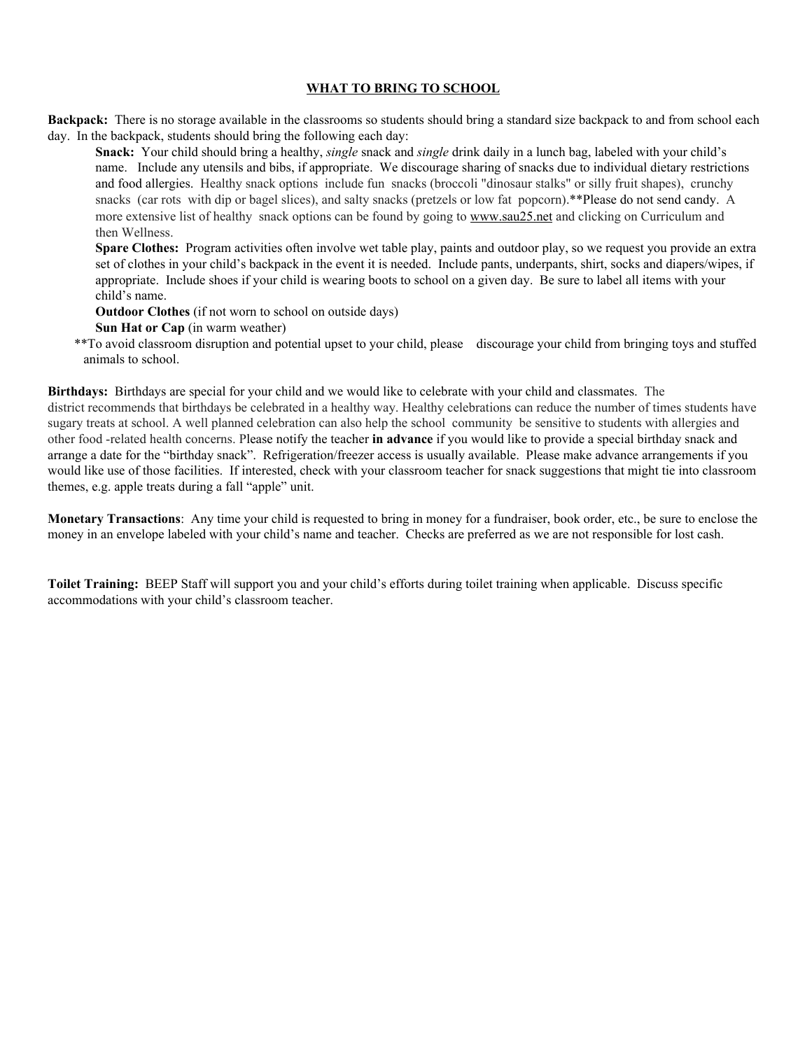## WHAT TO BRING TO SCHOOL

**Backpack:** There is no storage available in the classrooms so students should bring a standard size backpack to and from school each day. In the backpack, students should bring the following each day:

**Snack:** Your child should bring a healthy, *single* snack and *single* drink daily in a lunch bag, labeled with your child's name. Include any utensils and bibs, if appropriate. We discourage sharing of snacks due to individual dietary restrictions and food allergies. Healthy snack options include fun snacks (broccoli "dinosaur stalks" or silly fruit shapes), crunchy snacks (car rots with dip or bagel slices), and salty snacks (pretzels or low fat popcorn).**Please do not send candy. A more extensive list of healthy snack options can be found by going to www.sau25.net and clicking on Curriculum and then Wellness.

**Spare Clothes:** Program activities often involve wet table play, paints and outdoor play, so we request you provide an extra set of clothes in your child's backpack in the event it is needed. Include pants, underpants, shirt, socks and diapers/wipes, if appropriate. Include shoes if your child is wearing boots to school on a given day. Be sure to label all items with your child's name.

**Outdoor Clothes** (if not worn to school on outside days)

**Sun Hat or Cap** (in warm weather)

**To avoid classroom disruption and potential upset to your child, please discourage your child from bringing toys and stuffed animals to school.

**Birthdays:** Birthdays are special for your child and we would like to celebrate with your child and classmates. The district recommends that birthdays be celebrated in a healthy way. Healthy celebrations can reduce the number of times students have sugary treats at school. A well planned celebration can also help the school community be sensitive to students with allergies and other food -related health concerns. Please notify the teacher **in advance** if you would like to provide a special birthday snack and arrange a date for the "birthday snack". Refrigeration/freezer access is usually available. Please make advance arrangements if you would like use of those facilities. If interested, check with your classroom teacher for snack suggestions that might tie into classroom themes, e.g. apple treats during a fall "apple" unit.

**Monetary Transactions**: Any time your child is requested to bring in money for a fundraiser, book order, etc., be sure to enclose the money in an envelope labeled with your child's name and teacher. Checks are preferred as we are not responsible for lost cash.

**Toilet Training:** BEEP Staff will support you and your child's efforts during toilet training when applicable. Discuss specific accommodations with your child's classroom teacher.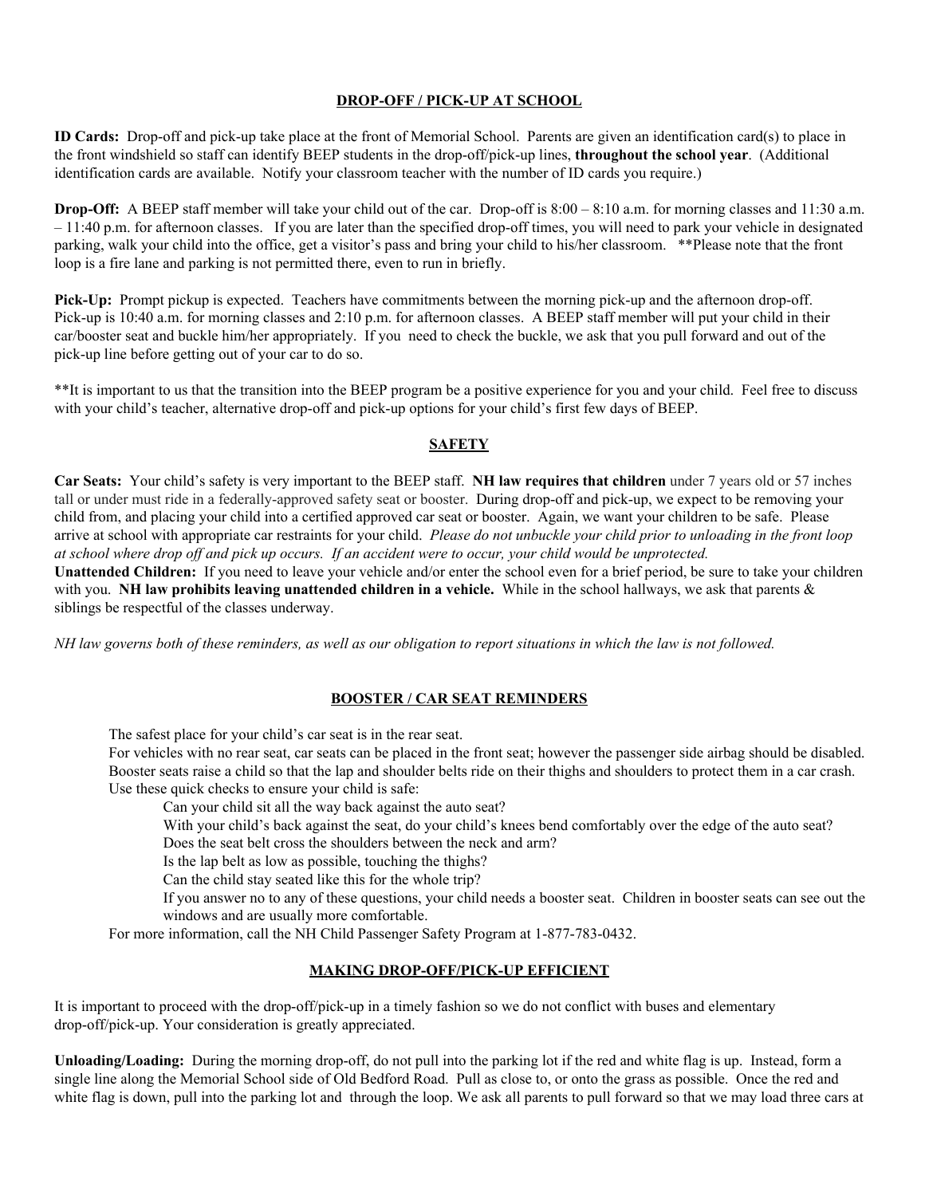## DROP-OFF / PICK-UP AT SCHOOL

**ID Cards:** Drop-off and pick-up take place at the front of Memorial School. Parents are given an identification card(s) to place in the front windshield so staff can identify BEEP students in the drop-off/pick-up lines, **throughout the school year**. (Additional identification cards are available. Notify your classroom teacher with the number of ID cards you require.)

**Drop-Off:** A BEEP staff member will take your child out of the car. Drop-off is 8:00 – 8:10 a.m. for morning classes and 11:30 a.m. – 11:40 p.m. for afternoon classes. If you are later than the specified drop-off times, you will need to park your vehicle in designated parking, walk your child into the office, get a visitor's pass and bring your child to his/her classroom. **Please note that the front loop is a fire lane and parking is not permitted there, even to run in briefly.

**Pick-Up:** Prompt pickup is expected. Teachers have commitments between the morning pick-up and the afternoon drop-off. Pick-up is 10:40 a.m. for morning classes and 2:10 p.m. for afternoon classes. A BEEP staff member will put your child in their car/booster seat and buckle him/her appropriately. If you need to check the buckle, we ask that you pull forward and out of the pick-up line before getting out of your car to do so.

**It is important to us that the transition into the BEEP program be a positive experience for you and your child. Feel free to discuss with your child's teacher, alternative drop-off and pick-up options for your child's first few days of BEEP.

## SAFETY

**Car Seats:** Your child's safety is very important to the BEEP staff. **NH law requires that children** under 7 years old or 57 inches tall or under must ride in a federally-approved safety seat or booster. During drop-off and pick-up, we expect to be removing your child from, and placing your child into a certified approved car seat or booster. Again, we want your children to be safe. Please arrive at school with appropriate car restraints for your child. *Please do not unbuckle your child prior to unloading in the front loop at school where drop off and pick up occurs. If an accident were to occur, your child would be unprotected.*

**Unattended Children:** If you need to leave your vehicle and/or enter the school even for a brief period, be sure to take your children with you. **NH law prohibits leaving unattended children in a vehicle.** While in the school hallways, we ask that parents & siblings be respectful of the classes underway.

*NH law governs both of these reminders, as well as our obligation to report situations in which the law is not followed.*

## BOOSTER / CAR SEAT REMINDERS

The safest place for your child's car seat is in the rear seat.

For vehicles with no rear seat, car seats can be placed in the front seat; however the passenger side airbag should be disabled.

Booster seats raise a child so that the lap and shoulder belts ride on their thighs and shoulders to protect them in a car crash.

Use these quick checks to ensure your child is safe:

- Can your child sit all the way back against the auto seat?
- With your child's back against the seat, do your child's knees bend comfortably over the edge of the auto seat?
- Does the seat belt cross the shoulders between the neck and arm?
- Is the lap belt as low as possible, touching the thighs?
- Can the child stay seated like this for the whole trip?
- If you answer no to any of these questions, your child needs a booster seat. Children in booster seats can see out the windows and are usually more comfortable.

For more information, call the NH Child Passenger Safety Program at 1-877-783-0432.

## MAKING DROP-OFF/PICK-UP EFFICIENT

It is important to proceed with the drop-off/pick-up in a timely fashion so we do not conflict with buses and elementary drop-off/pick-up. Your consideration is greatly appreciated.

**Unloading/Loading:** During the morning drop-off, do not pull into the parking lot if the red and white flag is up. Instead, form a single line along the Memorial School side of Old Bedford Road. Pull as close to, or onto the grass as possible. Once the red and white flag is down, pull into the parking lot and through the loop. We ask all parents to pull forward so that we may load three cars at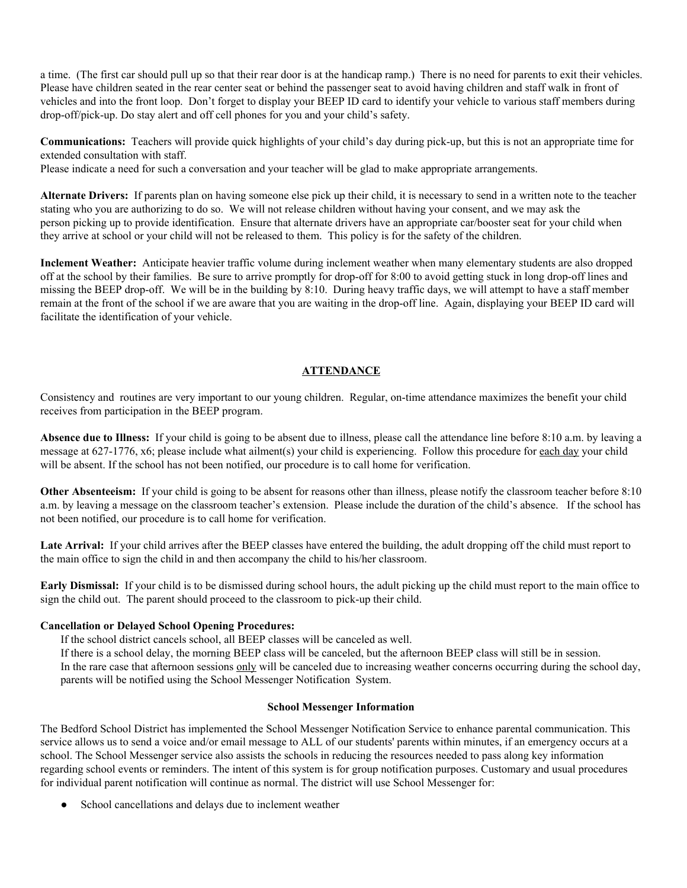a time. (The first car should pull up so that their rear door is at the handicap ramp.) There is no need for parents to exit their vehicles. Please have children seated in the rear center seat or behind the passenger seat to avoid having children and staff walk in front of vehicles and into the front loop. Don't forget to display your BEEP ID card to identify your vehicle to various staff members during drop-off/pick-up. Do stay alert and off cell phones for you and your child's safety.

**Communications:** Teachers will provide quick highlights of your child's day during pick-up, but this is not an appropriate time for extended consultation with staff.
Please indicate a need for such a conversation and your teacher will be glad to make appropriate arrangements.

**Alternate Drivers:** If parents plan on having someone else pick up their child, it is necessary to send in a written note to the teacher stating who you are authorizing to do so. We will not release children without having your consent, and we may ask the person picking up to provide identification. Ensure that alternate drivers have an appropriate car/booster seat for your child when they arrive at school or your child will not be released to them. This policy is for the safety of the children.

**Inclement Weather:** Anticipate heavier traffic volume during inclement weather when many elementary students are also dropped off at the school by their families. Be sure to arrive promptly for drop-off for 8:00 to avoid getting stuck in long drop-off lines and missing the BEEP drop-off. We will be in the building by 8:10. During heavy traffic days, we will attempt to have a staff member remain at the front of the school if we are aware that you are waiting in the drop-off line. Again, displaying your BEEP ID card will facilitate the identification of your vehicle.

## ATTENDANCE

Consistency and routines are very important to our young children. Regular, on-time attendance maximizes the benefit your child receives from participation in the BEEP program.

**Absence due to Illness:** If your child is going to be absent due to illness, please call the attendance line before 8:10 a.m. by leaving a message at 627-1776, x6; please include what ailment(s) your child is experiencing. Follow this procedure for each day your child will be absent. If the school has not been notified, our procedure is to call home for verification.

**Other Absenteeism:** If your child is going to be absent for reasons other than illness, please notify the classroom teacher before 8:10 a.m. by leaving a message on the classroom teacher's extension. Please include the duration of the child's absence. If the school has not been notified, our procedure is to call home for verification.

**Late Arrival:** If your child arrives after the BEEP classes have entered the building, the adult dropping off the child must report to the main office to sign the child in and then accompany the child to his/her classroom.

**Early Dismissal:** If your child is to be dismissed during school hours, the adult picking up the child must report to the main office to sign the child out. The parent should proceed to the classroom to pick-up their child.

**Cancellation or Delayed School Opening Procedures:**

If the school district cancels school, all BEEP classes will be canceled as well.
If there is a school delay, the morning BEEP class will be canceled, but the afternoon BEEP class will still be in session.
In the rare case that afternoon sessions only will be canceled due to increasing weather concerns occurring during the school day, parents will be notified using the School Messenger Notification System.

### School Messenger Information

The Bedford School District has implemented the School Messenger Notification Service to enhance parental communication. This service allows us to send a voice and/or email message to ALL of our students' parents within minutes, if an emergency occurs at a school. The School Messenger service also assists the schools in reducing the resources needed to pass along key information regarding school events or reminders. The intent of this system is for group notification purposes. Customary and usual procedures for individual parent notification will continue as normal. The district will use School Messenger for:

- School cancellations and delays due to inclement weather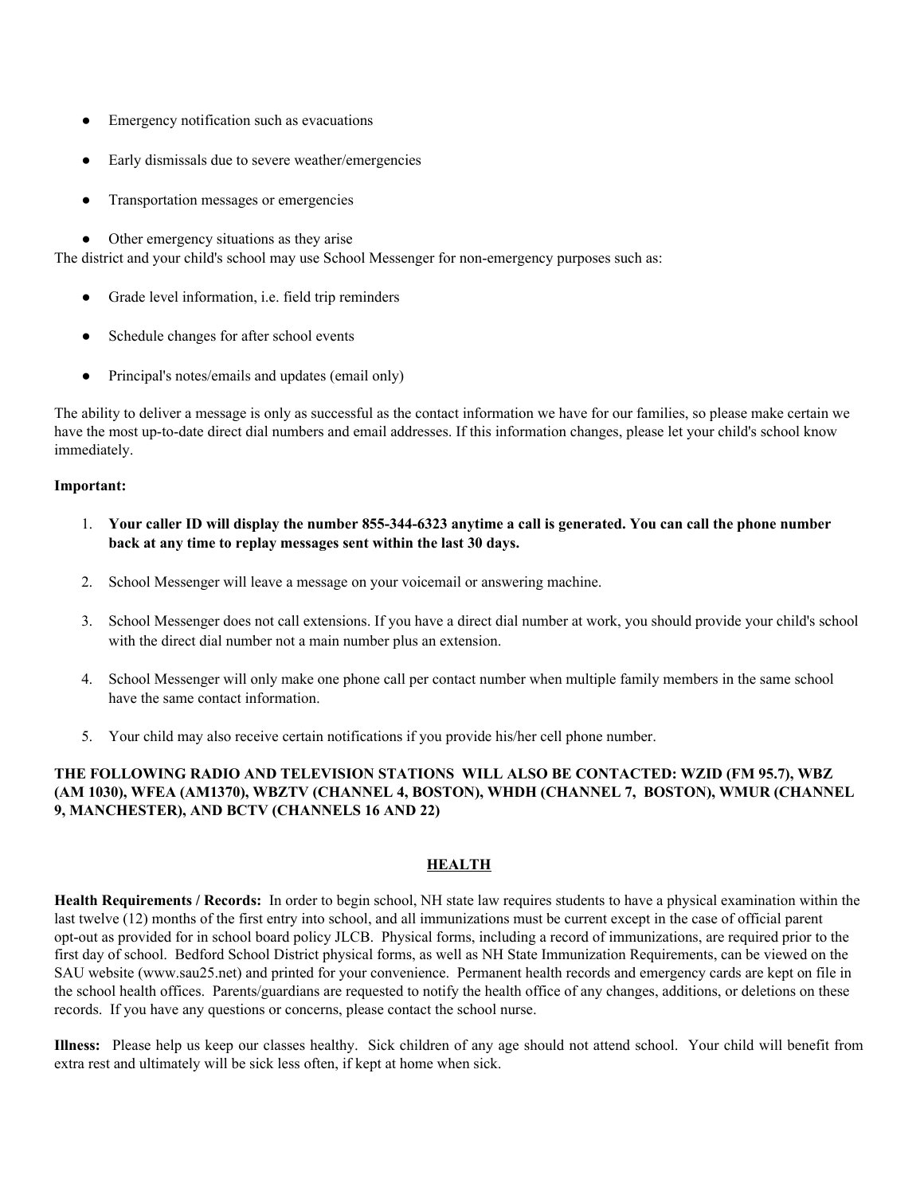- Emergency notification such as evacuations
- Early dismissals due to severe weather/emergencies
- Transportation messages or emergencies
- Other emergency situations as they arise

The district and your child's school may use School Messenger for non-emergency purposes such as:

- Grade level information, i.e. field trip reminders
- Schedule changes for after school events
- Principal's notes/emails and updates (email only)

The ability to deliver a message is only as successful as the contact information we have for our families, so please make certain we have the most up-to-date direct dial numbers and email addresses. If this information changes, please let your child's school know immediately.

**Important:**

1. **Your caller ID will display the number 855-344-6323 anytime a call is generated. You can call the phone number back at any time to replay messages sent within the last 30 days.**
2. School Messenger will leave a message on your voicemail or answering machine.
3. School Messenger does not call extensions. If you have a direct dial number at work, you should provide your child's school with the direct dial number not a main number plus an extension.
4. School Messenger will only make one phone call per contact number when multiple family members in the same school have the same contact information.
5. Your child may also receive certain notifications if you provide his/her cell phone number.

**THE FOLLOWING RADIO AND TELEVISION STATIONS WILL ALSO BE CONTACTED: WZID (FM 95.7), WBZ (AM 1030), WFEA (AM1370), WBZTV (CHANNEL 4, BOSTON), WHDH (CHANNEL 7, BOSTON), WMUR (CHANNEL 9, MANCHESTER), AND BCTV (CHANNELS 16 AND 22)**

## HEALTH

**Health Requirements / Records:** In order to begin school, NH state law requires students to have a physical examination within the last twelve (12) months of the first entry into school, and all immunizations must be current except in the case of official parent opt-out as provided for in school board policy JLCB. Physical forms, including a record of immunizations, are required prior to the first day of school. Bedford School District physical forms, as well as NH State Immunization Requirements, can be viewed on the SAU website (www.sau25.net) and printed for your convenience. Permanent health records and emergency cards are kept on file in the school health offices. Parents/guardians are requested to notify the health office of any changes, additions, or deletions on these records. If you have any questions or concerns, please contact the school nurse.

**Illness:** Please help us keep our classes healthy. Sick children of any age should not attend school. Your child will benefit from extra rest and ultimately will be sick less often, if kept at home when sick.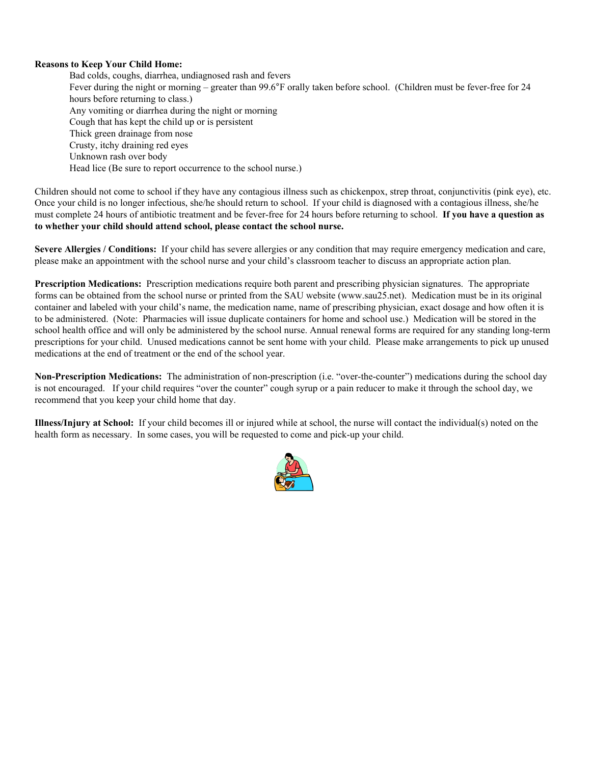**Reasons to Keep Your Child Home:**

- Bad colds, coughs, diarrhea, undiagnosed rash and fevers
- Fever during the night or morning – greater than 99.6°F orally taken before school. (Children must be fever-free for 24 hours before returning to class.)
- Any vomiting or diarrhea during the night or morning
- Cough that has kept the child up or is persistent
- Thick green drainage from nose
- Crusty, itchy draining red eyes
- Unknown rash over body
- Head lice (Be sure to report occurrence to the school nurse.)

Children should not come to school if they have any contagious illness such as chickenpox, strep throat, conjunctivitis (pink eye), etc. Once your child is no longer infectious, she/he should return to school. If your child is diagnosed with a contagious illness, she/he must complete 24 hours of antibiotic treatment and be fever-free for 24 hours before returning to school. **If you have a question as to whether your child should attend school, please contact the school nurse.**

**Severe Allergies / Conditions:** If your child has severe allergies or any condition that may require emergency medication and care, please make an appointment with the school nurse and your child's classroom teacher to discuss an appropriate action plan.

**Prescription Medications:** Prescription medications require both parent and prescribing physician signatures. The appropriate forms can be obtained from the school nurse or printed from the SAU website (www.sau25.net). Medication must be in its original container and labeled with your child's name, the medication name, name of prescribing physician, exact dosage and how often it is to be administered. (Note: Pharmacies will issue duplicate containers for home and school use.) Medication will be stored in the school health office and will only be administered by the school nurse. Annual renewal forms are required for any standing long-term prescriptions for your child. Unused medications cannot be sent home with your child. Please make arrangements to pick up unused medications at the end of treatment or the end of the school year.

**Non-Prescription Medications:** The administration of non-prescription (i.e. "over-the-counter") medications during the school day is not encouraged. If your child requires "over the counter" cough syrup or a pain reducer to make it through the school day, we recommend that you keep your child home that day.

**Illness/Injury at School:** If your child becomes ill or injured while at school, the nurse will contact the individual(s) noted on the health form as necessary. In some cases, you will be requested to come and pick-up your child.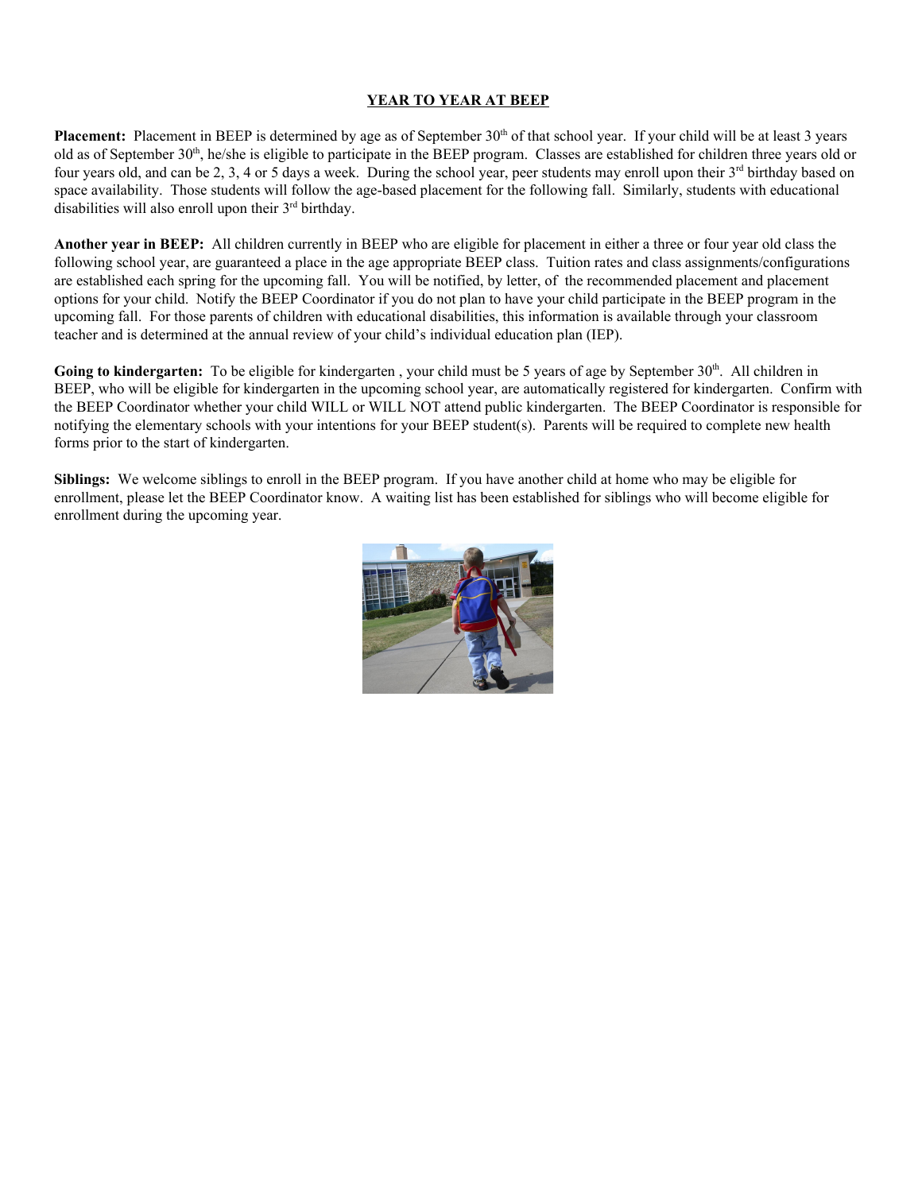## YEAR TO YEAR AT BEEP

**Placement:** Placement in BEEP is determined by age as of September 30th of that school year. If your child will be at least 3 years old as of September 30th, he/she is eligible to participate in the BEEP program. Classes are established for children three years old or four years old, and can be 2, 3, 4 or 5 days a week. During the school year, peer students may enroll upon their 3rd birthday based on space availability. Those students will follow the age-based placement for the following fall. Similarly, students with educational disabilities will also enroll upon their 3rd birthday.

**Another year in BEEP:** All children currently in BEEP who are eligible for placement in either a three or four year old class the following school year, are guaranteed a place in the age appropriate BEEP class. Tuition rates and class assignments/configurations are established each spring for the upcoming fall. You will be notified, by letter, of the recommended placement and placement options for your child. Notify the BEEP Coordinator if you do not plan to have your child participate in the BEEP program in the upcoming fall. For those parents of children with educational disabilities, this information is available through your classroom teacher and is determined at the annual review of your child's individual education plan (IEP).

**Going to kindergarten:** To be eligible for kindergarten , your child must be 5 years of age by September 30th. All children in BEEP, who will be eligible for kindergarten in the upcoming school year, are automatically registered for kindergarten. Confirm with the BEEP Coordinator whether your child WILL or WILL NOT attend public kindergarten. The BEEP Coordinator is responsible for notifying the elementary schools with your intentions for your BEEP student(s). Parents will be required to complete new health forms prior to the start of kindergarten.

**Siblings:** We welcome siblings to enroll in the BEEP program. If you have another child at home who may be eligible for enrollment, please let the BEEP Coordinator know. A waiting list has been established for siblings who will become eligible for enrollment during the upcoming year.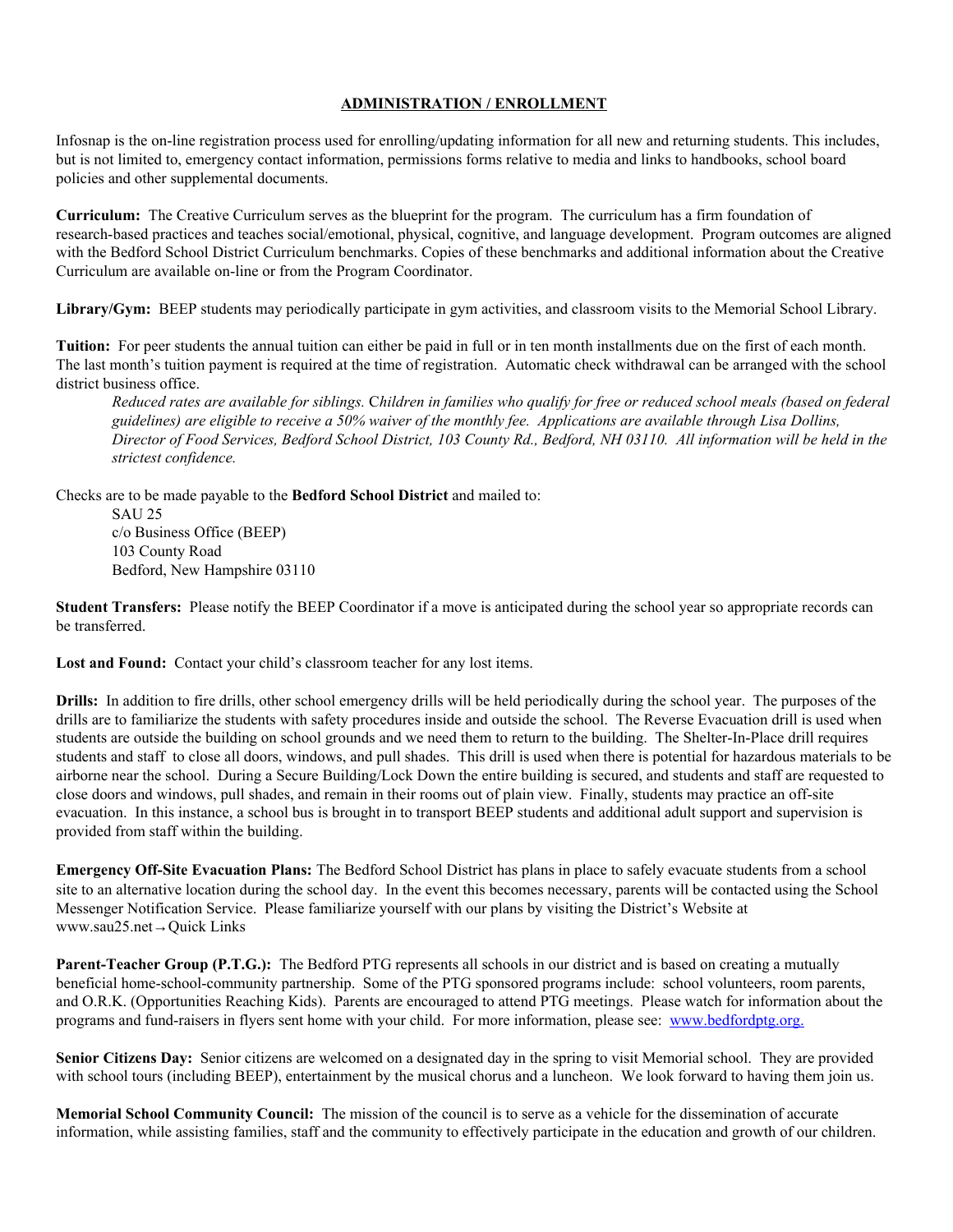## ADMINISTRATION / ENROLLMENT

Infosnap is the on-line registration process used for enrolling/updating information for all new and returning students. This includes, but is not limited to, emergency contact information, permissions forms relative to media and links to handbooks, school board policies and other supplemental documents.

**Curriculum:** The Creative Curriculum serves as the blueprint for the program. The curriculum has a firm foundation of research-based practices and teaches social/emotional, physical, cognitive, and language development. Program outcomes are aligned with the Bedford School District Curriculum benchmarks. Copies of these benchmarks and additional information about the Creative Curriculum are available on-line or from the Program Coordinator.

**Library/Gym:** BEEP students may periodically participate in gym activities, and classroom visits to the Memorial School Library.

**Tuition:** For peer students the annual tuition can either be paid in full or in ten month installments due on the first of each month. The last month's tuition payment is required at the time of registration. Automatic check withdrawal can be arranged with the school district business office.

> *Reduced rates are available for siblings. Children in families who qualify for free or reduced school meals (based on federal guidelines) are eligible to receive a 50% waiver of the monthly fee. Applications are available through Lisa Dollins, Director of Food Services, Bedford School District, 103 County Rd., Bedford, NH 03110. All information will be held in the strictest confidence.*

Checks are to be made payable to the **Bedford School District** and mailed to:

> SAU 25
> c/o Business Office (BEEP)
> 103 County Road
> Bedford, New Hampshire 03110

**Student Transfers:** Please notify the BEEP Coordinator if a move is anticipated during the school year so appropriate records can be transferred.

**Lost and Found:** Contact your child's classroom teacher for any lost items.

**Drills:** In addition to fire drills, other school emergency drills will be held periodically during the school year. The purposes of the drills are to familiarize the students with safety procedures inside and outside the school. The Reverse Evacuation drill is used when students are outside the building on school grounds and we need them to return to the building. The Shelter-In-Place drill requires students and staff to close all doors, windows, and pull shades. This drill is used when there is potential for hazardous materials to be airborne near the school. During a Secure Building/Lock Down the entire building is secured, and students and staff are requested to close doors and windows, pull shades, and remain in their rooms out of plain view. Finally, students may practice an off-site evacuation. In this instance, a school bus is brought in to transport BEEP students and additional adult support and supervision is provided from staff within the building.

**Emergency Off-Site Evacuation Plans:** The Bedford School District has plans in place to safely evacuate students from a school site to an alternative location during the school day. In the event this becomes necessary, parents will be contacted using the School Messenger Notification Service. Please familiarize yourself with our plans by visiting the District's Website at www.sau25.net→Quick Links

**Parent-Teacher Group (P.T.G.):** The Bedford PTG represents all schools in our district and is based on creating a mutually beneficial home-school-community partnership. Some of the PTG sponsored programs include: school volunteers, room parents, and O.R.K. (Opportunities Reaching Kids). Parents are encouraged to attend PTG meetings. Please watch for information about the programs and fund-raisers in flyers sent home with your child. For more information, please see: [www.bedfordptg.org.](http://www.bedfordptg.org)

**Senior Citizens Day:** Senior citizens are welcomed on a designated day in the spring to visit Memorial school. They are provided with school tours (including BEEP), entertainment by the musical chorus and a luncheon. We look forward to having them join us.

**Memorial School Community Council:** The mission of the council is to serve as a vehicle for the dissemination of accurate information, while assisting families, staff and the community to effectively participate in the education and growth of our children.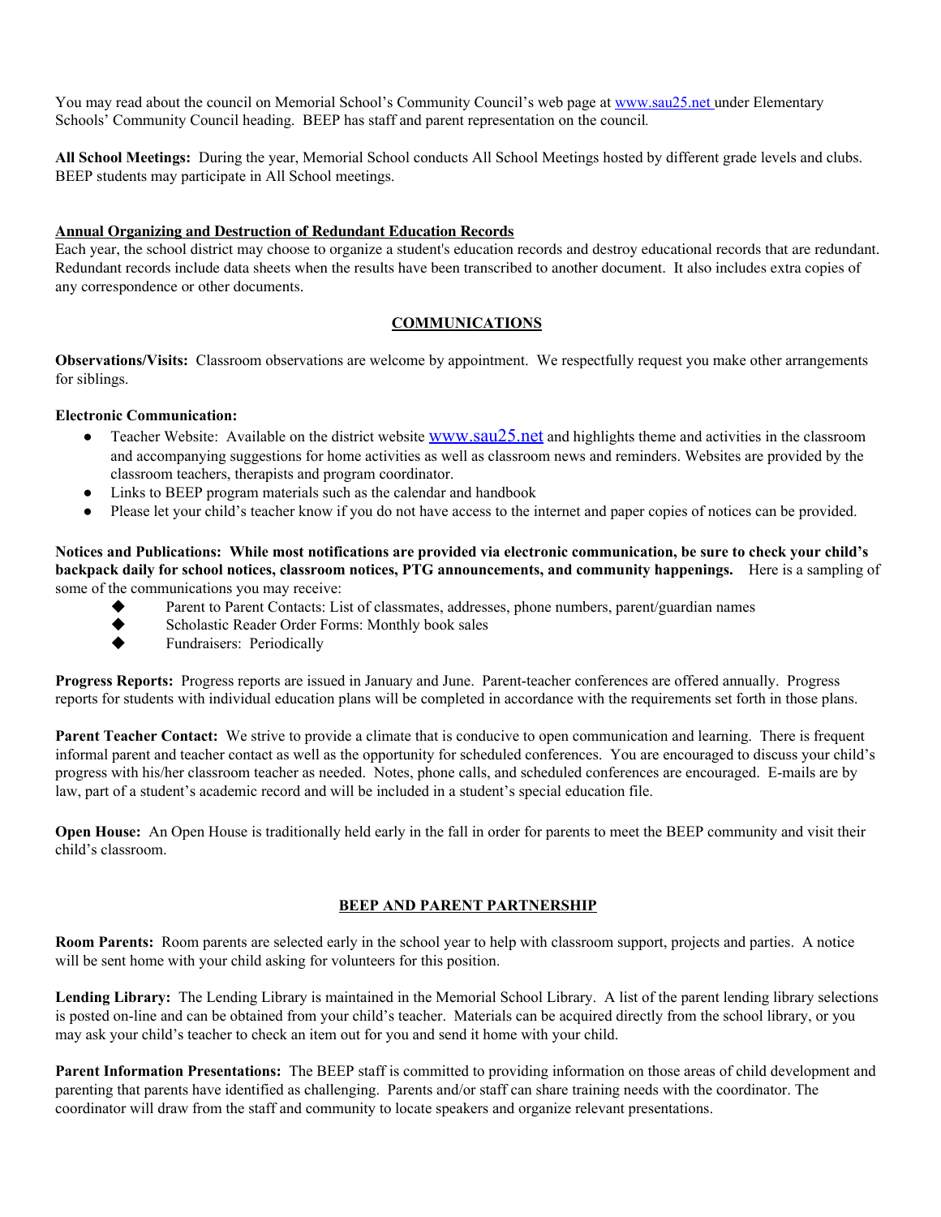You may read about the council on Memorial School's Community Council's web page at www.sau25.net under Elementary Schools' Community Council heading. BEEP has staff and parent representation on the council.

**All School Meetings:** During the year, Memorial School conducts All School Meetings hosted by different grade levels and clubs. BEEP students may participate in All School meetings.

**Annual Organizing and Destruction of Redundant Education Records**

Each year, the school district may choose to organize a student's education records and destroy educational records that are redundant. Redundant records include data sheets when the results have been transcribed to another document. It also includes extra copies of any correspondence or other documents.

## COMMUNICATIONS

**Observations/Visits:** Classroom observations are welcome by appointment. We respectfully request you make other arrangements for siblings.

**Electronic Communication:**

- Teacher Website: Available on the district website www.sau25.net and highlights theme and activities in the classroom and accompanying suggestions for home activities as well as classroom news and reminders. Websites are provided by the classroom teachers, therapists and program coordinator.
- Links to BEEP program materials such as the calendar and handbook
- Please let your child's teacher know if you do not have access to the internet and paper copies of notices can be provided.

**Notices and Publications: While most notifications are provided via electronic communication, be sure to check your child's backpack daily for school notices, classroom notices, PTG announcements, and community happenings.** Here is a sampling of some of the communications you may receive:

- Parent to Parent Contacts: List of classmates, addresses, phone numbers, parent/guardian names
- Scholastic Reader Order Forms: Monthly book sales
- Fundraisers: Periodically

**Progress Reports:** Progress reports are issued in January and June. Parent-teacher conferences are offered annually. Progress reports for students with individual education plans will be completed in accordance with the requirements set forth in those plans.

**Parent Teacher Contact:** We strive to provide a climate that is conducive to open communication and learning. There is frequent informal parent and teacher contact as well as the opportunity for scheduled conferences. You are encouraged to discuss your child's progress with his/her classroom teacher as needed. Notes, phone calls, and scheduled conferences are encouraged. E-mails are by law, part of a student's academic record and will be included in a student's special education file.

**Open House:** An Open House is traditionally held early in the fall in order for parents to meet the BEEP community and visit their child's classroom.

## BEEP AND PARENT PARTNERSHIP

**Room Parents:** Room parents are selected early in the school year to help with classroom support, projects and parties. A notice will be sent home with your child asking for volunteers for this position.

**Lending Library:** The Lending Library is maintained in the Memorial School Library. A list of the parent lending library selections is posted on-line and can be obtained from your child's teacher. Materials can be acquired directly from the school library, or you may ask your child's teacher to check an item out for you and send it home with your child.

**Parent Information Presentations:** The BEEP staff is committed to providing information on those areas of child development and parenting that parents have identified as challenging. Parents and/or staff can share training needs with the coordinator. The coordinator will draw from the staff and community to locate speakers and organize relevant presentations.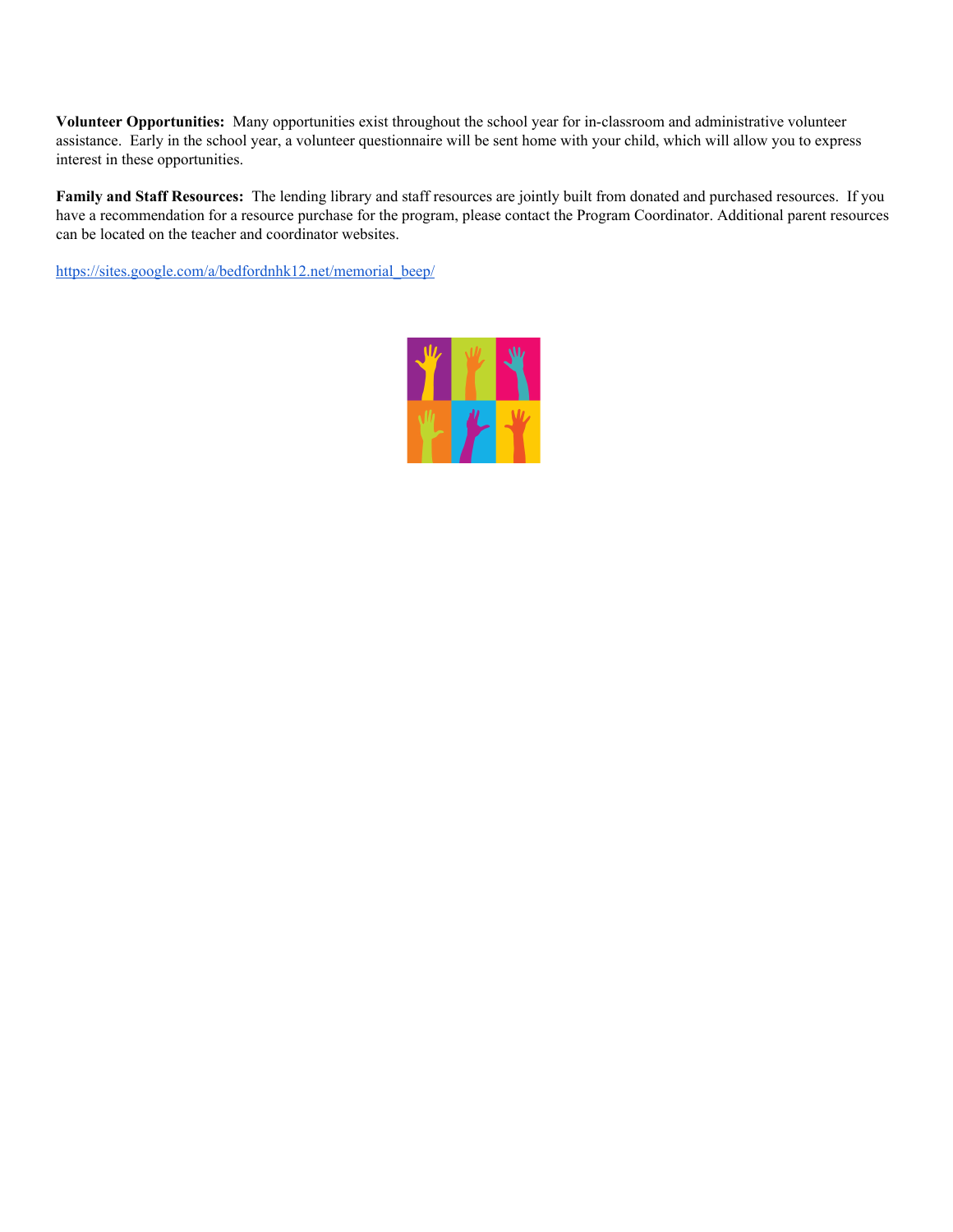**Volunteer Opportunities:** Many opportunities exist throughout the school year for in-classroom and administrative volunteer assistance. Early in the school year, a volunteer questionnaire will be sent home with your child, which will allow you to express interest in these opportunities.

**Family and Staff Resources:** The lending library and staff resources are jointly built from donated and purchased resources. If you have a recommendation for a resource purchase for the program, please contact the Program Coordinator. Additional parent resources can be located on the teacher and coordinator websites.

https://sites.google.com/a/bedfordnhk12.net/memorial_beep/